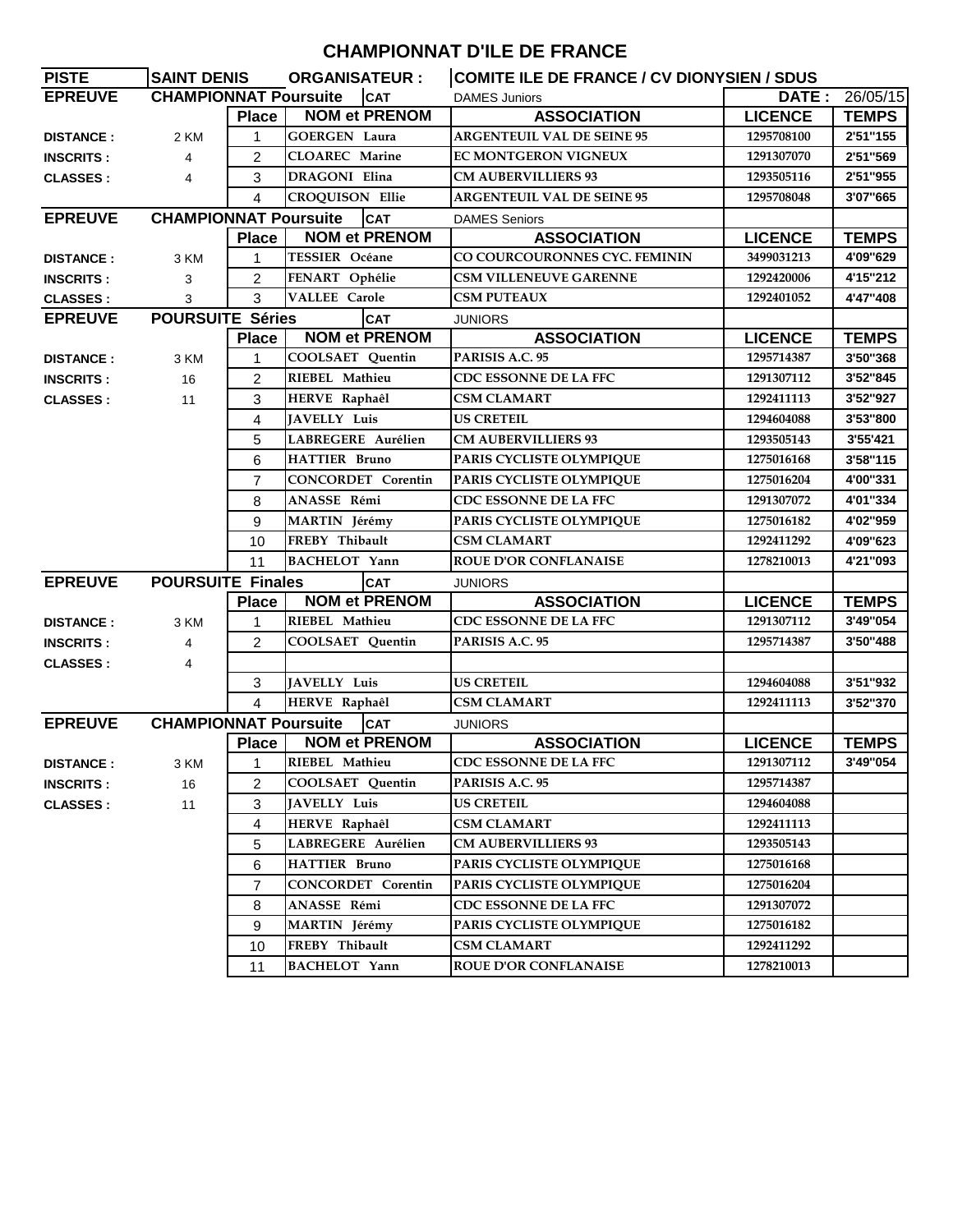# CHAMPIONNAT D'ILE DE FRANCE

| PISTE | SAINT DENIS | ORGANISATEUR : | COMITE ILE DE FRANCE / CV DIONYSIEN / SDUS | | |
|---|---|---|---|---|---|

| EPREUVE | CHAMPIONNAT Poursuite | | CAT | DAMES Juniors | DATE : | 26/05/15 |
|---|---|---|---|---|---|---|
| | | Place | NOM et PRENOM | ASSOCIATION | LICENCE | TEMPS |
| DISTANCE : | 2 KM | 1 | GOERGEN Laura | ARGENTEUIL VAL DE SEINE 95 | 1295708100 | 2'51"155 |
| INSCRITS : | 4 | 2 | CLOAREC Marine | EC MONTGERON VIGNEUX | 1291307070 | 2'51"569 |
| CLASSES : | 4 | 3 | DRAGONI Elina | CM AUBERVILLIERS 93 | 1293505116 | 2'51"955 |
| | | 4 | CROQUISON Ellie | ARGENTEUIL VAL DE SEINE 95 | 1295708048 | 3'07"665 |

| EPREUVE | CHAMPIONNAT Poursuite | | CAT | DAMES Seniors | | |
|---|---|---|---|---|---|---|
| | | Place | NOM et PRENOM | ASSOCIATION | LICENCE | TEMPS |
| DISTANCE : | 3 KM | 1 | TESSIER Océane | CO COURCOURONNES CYC. FEMININ | 3499031213 | 4'09"629 |
| INSCRITS : | 3 | 2 | FENART Ophélie | CSM VILLENEUVE GARENNE | 1292420006 | 4'15"212 |
| CLASSES : | 3 | 3 | VALLEE Carole | CSM PUTEAUX | 1292401052 | 4'47"408 |

| EPREUVE | POURSUITE Séries | | CAT | JUNIORS | | |
|---|---|---|---|---|---|---|
| | | Place | NOM et PRENOM | ASSOCIATION | LICENCE | TEMPS |
| DISTANCE : | 3 KM | 1 | COOLSAET Quentin | PARISIS A.C. 95 | 1295714387 | 3'50"368 |
| INSCRITS : | 16 | 2 | RIEBEL Mathieu | CDC ESSONNE DE LA FFC | 1291307112 | 3'52"845 |
| CLASSES : | 11 | 3 | HERVE Raphaêl | CSM CLAMART | 1292411113 | 3'52"927 |
| | | 4 | JAVELLY Luis | US CRETEIL | 1294604088 | 3'53"800 |
| | | 5 | LABREGERE Aurélien | CM AUBERVILLIERS 93 | 1293505143 | 3'55'421 |
| | | 6 | HATTIER Bruno | PARIS CYCLISTE OLYMPIQUE | 1275016168 | 3'58"115 |
| | | 7 | CONCORDET Corentin | PARIS CYCLISTE OLYMPIQUE | 1275016204 | 4'00"331 |
| | | 8 | ANASSE Rémi | CDC ESSONNE DE LA FFC | 1291307072 | 4'01"334 |
| | | 9 | MARTIN Jérémy | PARIS CYCLISTE OLYMPIQUE | 1275016182 | 4'02"959 |
| | | 10 | FREBY Thibault | CSM CLAMART | 1292411292 | 4'09"623 |
| | | 11 | BACHELOT Yann | ROUE D'OR CONFLANAISE | 1278210013 | 4'21"093 |

| EPREUVE | POURSUITE Finales | | CAT | JUNIORS | | |
|---|---|---|---|---|---|---|
| | | Place | NOM et PRENOM | ASSOCIATION | LICENCE | TEMPS |
| DISTANCE : | 3 KM | 1 | RIEBEL Mathieu | CDC ESSONNE DE LA FFC | 1291307112 | 3'49"054 |
| INSCRITS : | 4 | 2 | COOLSAET Quentin | PARISIS A.C. 95 | 1295714387 | 3'50"488 |
| CLASSES : | 4 | | | | | |
| | | 3 | JAVELLY Luis | US CRETEIL | 1294604088 | 3'51"932 |
| | | 4 | HERVE Raphaêl | CSM CLAMART | 1292411113 | 3'52"370 |

| EPREUVE | CHAMPIONNAT Poursuite | | CAT | JUNIORS | | |
|---|---|---|---|---|---|---|
| | | Place | NOM et PRENOM | ASSOCIATION | LICENCE | TEMPS |
| DISTANCE : | 3 KM | 1 | RIEBEL Mathieu | CDC ESSONNE DE LA FFC | 1291307112 | 3'49"054 |
| INSCRITS : | 16 | 2 | COOLSAET Quentin | PARISIS A.C. 95 | 1295714387 | |
| CLASSES : | 11 | 3 | JAVELLY Luis | US CRETEIL | 1294604088 | |
| | | 4 | HERVE Raphaêl | CSM CLAMART | 1292411113 | |
| | | 5 | LABREGERE Aurélien | CM AUBERVILLIERS 93 | 1293505143 | |
| | | 6 | HATTIER Bruno | PARIS CYCLISTE OLYMPIQUE | 1275016168 | |
| | | 7 | CONCORDET Corentin | PARIS CYCLISTE OLYMPIQUE | 1275016204 | |
| | | 8 | ANASSE Rémi | CDC ESSONNE DE LA FFC | 1291307072 | |
| | | 9 | MARTIN Jérémy | PARIS CYCLISTE OLYMPIQUE | 1275016182 | |
| | | 10 | FREBY Thibault | CSM CLAMART | 1292411292 | |
| | | 11 | BACHELOT Yann | ROUE D'OR CONFLANAISE | 1278210013 | |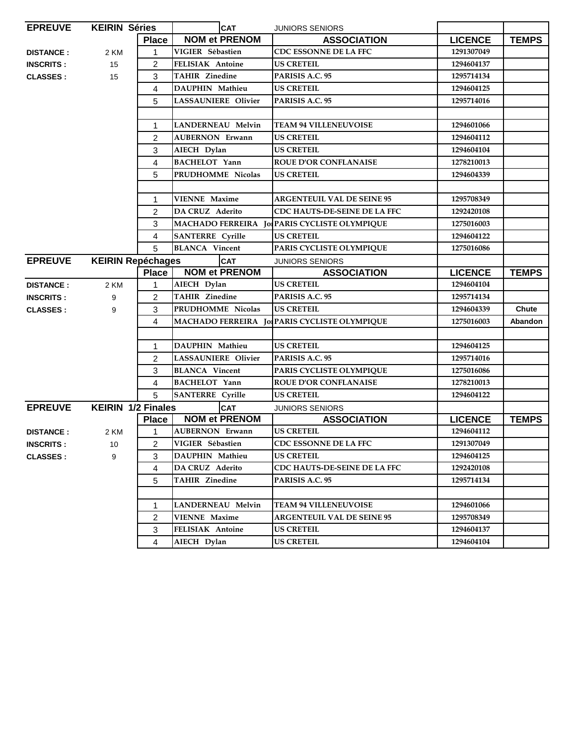| EPREUVE | KEIRIN Séries | | CAT | JUNIORS SENIORS | | |
|---|---|---|---|---|---|---|
| | | **Place** | **NOM et PRENOM** | **ASSOCIATION** | **LICENCE** | **TEMPS** |
| **DISTANCE :** | 2 KM | 1 | VIGIER Sébastien | CDC ESSONNE DE LA FFC | 1291307049 | |
| **INSCRITS :** | 15 | 2 | FELISIAK Antoine | US CRETEIL | 1294604137 | |
| **CLASSES :** | 15 | 3 | TAHIR Zinedine | PARISIS A.C. 95 | 1295714134 | |
| | | 4 | DAUPHIN Mathieu | US CRETEIL | 1294604125 | |
| | | 5 | LASSAUNIERE Olivier | PARISIS A.C. 95 | 1295714016 | |
| | | | | | | |
| | | 1 | LANDERNEAU Melvin | TEAM 94 VILLENEUVOISE | 1294601066 | |
| | | 2 | AUBERNON Erwann | US CRETEIL | 1294604112 | |
| | | 3 | AIECH Dylan | US CRETEIL | 1294604104 | |
| | | 4 | BACHELOT Yann | ROUE D'OR CONFLANAISE | 1278210013 | |
| | | 5 | PRUDHOMME Nicolas | US CRETEIL | 1294604339 | |
| | | | | | | |
| | | 1 | VIENNE Maxime | ARGENTEUIL VAL DE SEINE 95 | 1295708349 | |
| | | 2 | DA CRUZ Aderito | CDC HAUTS-DE-SEINE DE LA FFC | 1292420108 | |
| | | 3 | MACHADO FERREIRA Jo | PARIS CYCLISTE OLYMPIQUE | 1275016003 | |
| | | 4 | SANTERRE Cyrille | US CRETEIL | 1294604122 | |
| | | 5 | BLANCA Vincent | PARIS CYCLISTE OLYMPIQUE | 1275016086 | |

| EPREUVE | KEIRIN Repéchages | | CAT | JUNIORS SENIORS | | |
|---|---|---|---|---|---|---|
| | | **Place** | **NOM et PRENOM** | **ASSOCIATION** | **LICENCE** | **TEMPS** |
| **DISTANCE :** | 2 KM | 1 | AIECH Dylan | US CRETEIL | 1294604104 | |
| **INSCRITS :** | 9 | 2 | TAHIR Zinedine | PARISIS A.C. 95 | 1295714134 | |
| **CLASSES :** | 9 | 3 | PRUDHOMME Nicolas | US CRETEIL | 1294604339 | **Chute** |
| | | 4 | MACHADO FERREIRA Jo | PARIS CYCLISTE OLYMPIQUE | 1275016003 | **Abandon** |
| | | | | | | |
| | | 1 | DAUPHIN Mathieu | US CRETEIL | 1294604125 | |
| | | 2 | LASSAUNIERE Olivier | PARISIS A.C. 95 | 1295714016 | |
| | | 3 | BLANCA Vincent | PARIS CYCLISTE OLYMPIQUE | 1275016086 | |
| | | 4 | BACHELOT Yann | ROUE D'OR CONFLANAISE | 1278210013 | |
| | | 5 | SANTERRE Cyrille | US CRETEIL | 1294604122 | |

| EPREUVE | KEIRIN 1/2 Finales | | CAT | JUNIORS SENIORS | | |
|---|---|---|---|---|---|---|
| | | **Place** | **NOM et PRENOM** | **ASSOCIATION** | **LICENCE** | **TEMPS** |
| **DISTANCE :** | 2 KM | 1 | AUBERNON Erwann | US CRETEIL | 1294604112 | |
| **INSCRITS :** | 10 | 2 | VIGIER Sébastien | CDC ESSONNE DE LA FFC | 1291307049 | |
| **CLASSES :** | 9 | 3 | DAUPHIN Mathieu | US CRETEIL | 1294604125 | |
| | | 4 | DA CRUZ Aderito | CDC HAUTS-DE-SEINE DE LA FFC | 1292420108 | |
| | | 5 | TAHIR Zinedine | PARISIS A.C. 95 | 1295714134 | |
| | | | | | | |
| | | 1 | LANDERNEAU Melvin | TEAM 94 VILLENEUVOISE | 1294601066 | |
| | | 2 | VIENNE Maxime | ARGENTEUIL VAL DE SEINE 95 | 1295708349 | |
| | | 3 | FELISIAK Antoine | US CRETEIL | 1294604137 | |
| | | 4 | AIECH Dylan | US CRETEIL | 1294604104 | |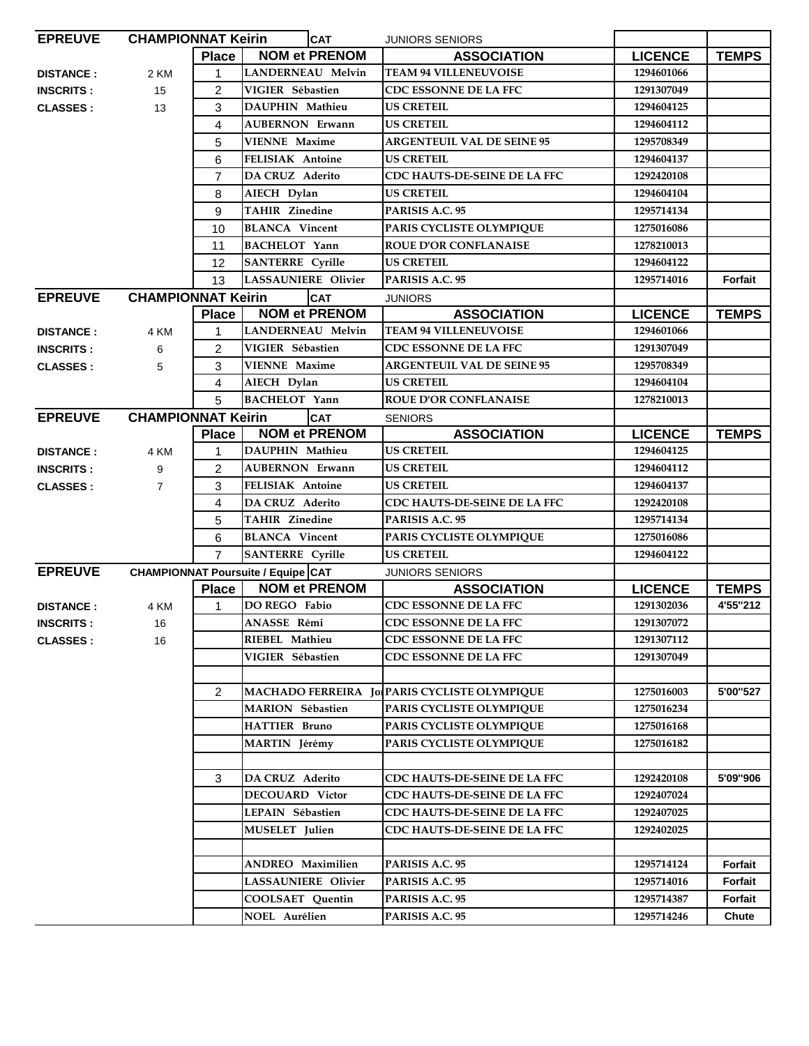| EPREUVE | CHAMPIONNAT Keirin | CAT | JUNIORS SENIORS | | |
|---|---|---|---|---|---|
| | | **Place** | **NOM et PRENOM** | **ASSOCIATION** | **LICENCE** | **TEMPS** |
| **DISTANCE :** | 2 KM | 1 | LANDERNEAU Melvin | TEAM 94 VILLENEUVOISE | 1294601066 | |
| **INSCRITS :** | 15 | 2 | VIGIER Sébastien | CDC ESSONNE DE LA FFC | 1291307049 | |
| **CLASSES :** | 13 | 3 | DAUPHIN Mathieu | US CRETEIL | 1294604125 | |
| | | 4 | AUBERNON Erwann | US CRETEIL | 1294604112 | |
| | | 5 | VIENNE Maxime | ARGENTEUIL VAL DE SEINE 95 | 1295708349 | |
| | | 6 | FELISIAK Antoine | US CRETEIL | 1294604137 | |
| | | 7 | DA CRUZ Aderito | CDC HAUTS-DE-SEINE DE LA FFC | 1292420108 | |
| | | 8 | AIECH Dylan | US CRETEIL | 1294604104 | |
| | | 9 | TAHIR Zinedine | PARISIS A.C. 95 | 1295714134 | |
| | | 10 | BLANCA Vincent | PARIS CYCLISTE OLYMPIQUE | 1275016086 | |
| | | 11 | BACHELOT Yann | ROUE D'OR CONFLANAISE | 1278210013 | |
| | | 12 | SANTERRE Cyrille | US CRETEIL | 1294604122 | |
| | | 13 | LASSAUNIERE Olivier | PARISIS A.C. 95 | 1295714016 | Forfait |

| EPREUVE | CHAMPIONNAT Keirin | CAT | JUNIORS | | | |
|---|---|---|---|---|---|---|
| | | **Place** | **NOM et PRENOM** | **ASSOCIATION** | **LICENCE** | **TEMPS** |
| **DISTANCE :** | 4 KM | 1 | LANDERNEAU Melvin | TEAM 94 VILLENEUVOISE | 1294601066 | |
| **INSCRITS :** | 6 | 2 | VIGIER Sébastien | CDC ESSONNE DE LA FFC | 1291307049 | |
| **CLASSES :** | 5 | 3 | VIENNE Maxime | ARGENTEUIL VAL DE SEINE 95 | 1295708349 | |
| | | 4 | AIECH Dylan | US CRETEIL | 1294604104 | |
| | | 5 | BACHELOT Yann | ROUE D'OR CONFLANAISE | 1278210013 | |

| EPREUVE | CHAMPIONNAT Keirin | CAT | SENIORS | | | |
|---|---|---|---|---|---|---|
| | | **Place** | **NOM et PRENOM** | **ASSOCIATION** | **LICENCE** | **TEMPS** |
| **DISTANCE :** | 4 KM | 1 | DAUPHIN Mathieu | US CRETEIL | 1294604125 | |
| **INSCRITS :** | 9 | 2 | AUBERNON Erwann | US CRETEIL | 1294604112 | |
| **CLASSES :** | 7 | 3 | FELISIAK Antoine | US CRETEIL | 1294604137 | |
| | | 4 | DA CRUZ Aderito | CDC HAUTS-DE-SEINE DE LA FFC | 1292420108 | |
| | | 5 | TAHIR Zinedine | PARISIS A.C. 95 | 1295714134 | |
| | | 6 | BLANCA Vincent | PARIS CYCLISTE OLYMPIQUE | 1275016086 | |
| | | 7 | SANTERRE Cyrille | US CRETEIL | 1294604122 | |

| EPREUVE | CHAMPIONNAT Poursuite / Equipe | CAT | JUNIORS SENIORS | | | |
|---|---|---|---|---|---|---|
| | | **Place** | **NOM et PRENOM** | **ASSOCIATION** | **LICENCE** | **TEMPS** |
| **DISTANCE :** | 4 KM | 1 | DO REGO Fabio | CDC ESSONNE DE LA FFC | 1291302036 | 4'55"212 |
| **INSCRITS :** | 16 | | ANASSE Rémi | CDC ESSONNE DE LA FFC | 1291307072 | |
| **CLASSES :** | 16 | | RIEBEL Mathieu | CDC ESSONNE DE LA FFC | 1291307112 | |
| | | | VIGIER Sébastien | CDC ESSONNE DE LA FFC | 1291307049 | |
| | | | | | | |
| | | 2 | MACHADO FERREIRA Jo | PARIS CYCLISTE OLYMPIQUE | 1275016003 | 5'00"527 |
| | | | MARION Sébastien | PARIS CYCLISTE OLYMPIQUE | 1275016234 | |
| | | | HATTIER Bruno | PARIS CYCLISTE OLYMPIQUE | 1275016168 | |
| | | | MARTIN Jérémy | PARIS CYCLISTE OLYMPIQUE | 1275016182 | |
| | | | | | | |
| | | 3 | DA CRUZ Aderito | CDC HAUTS-DE-SEINE DE LA FFC | 1292420108 | 5'09"906 |
| | | | DECOUARD Victor | CDC HAUTS-DE-SEINE DE LA FFC | 1292407024 | |
| | | | LEPAIN Sébastien | CDC HAUTS-DE-SEINE DE LA FFC | 1292407025 | |
| | | | MUSELET Julien | CDC HAUTS-DE-SEINE DE LA FFC | 1292402025 | |
| | | | | | | |
| | | | ANDREO Maximilien | PARISIS A.C. 95 | 1295714124 | Forfait |
| | | | LASSAUNIERE Olivier | PARISIS A.C. 95 | 1295714016 | Forfait |
| | | | COOLSAET Quentin | PARISIS A.C. 95 | 1295714387 | Forfait |
| | | | NOEL Aurélien | PARISIS A.C. 95 | 1295714246 | Chute |